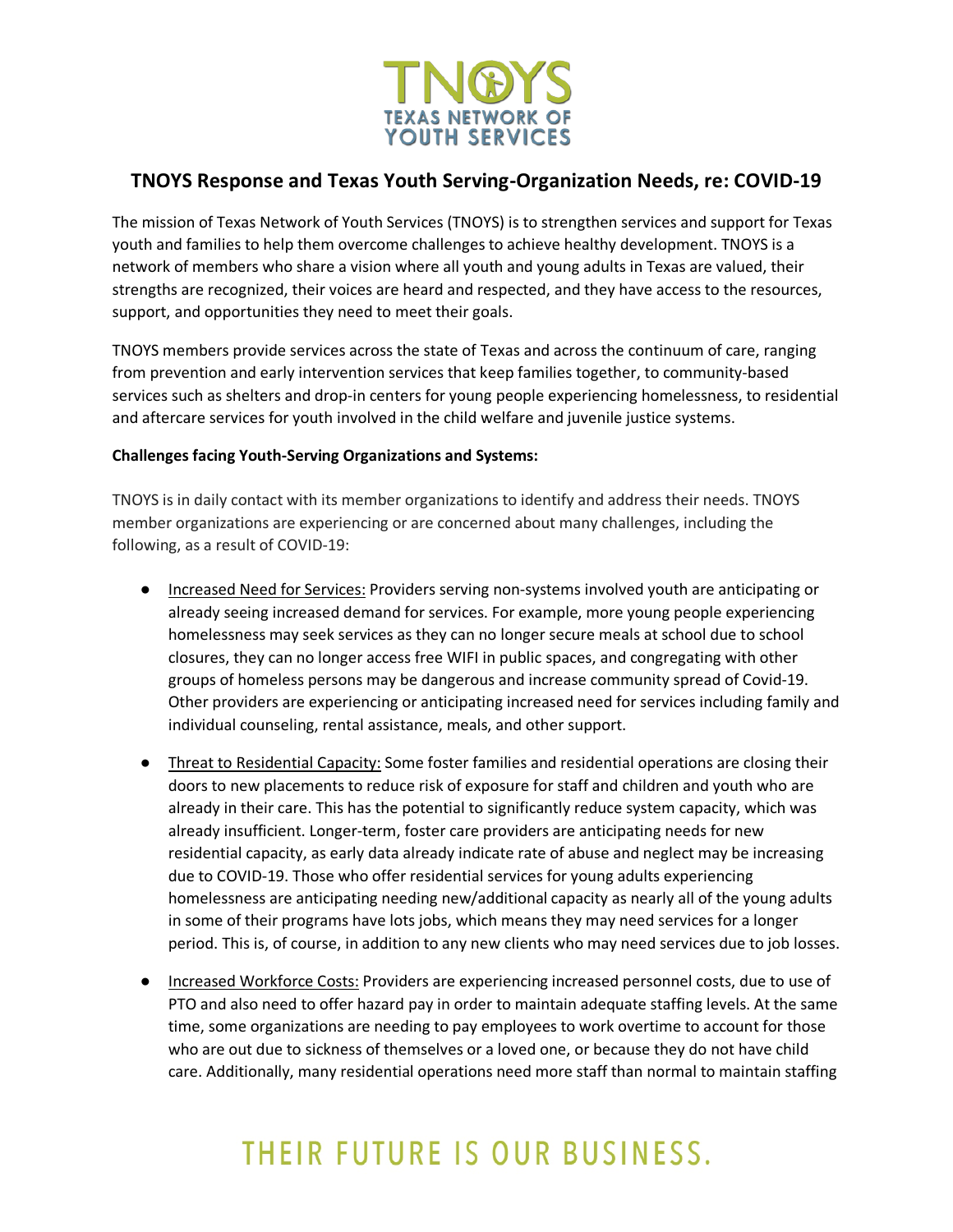## TNOYS Response and Texas Youth Serving-Organization Needs, re: COVID-19

The mission of Texas Network of Youth Services (TNOYS) is to strengthen services and support for Texas youth and families to help them overcome challenges to achieve healthy development. TNOYS is a network of members who share a vision where all youth and young adults in Texas are valued, their strengths are recognized, their voices are heard and respected, and they have access to the resources, support, and opportunities they need to meet their goals.

TNOYS members provide services across the state of Texas and across the continuum of care, ranging from prevention and early intervention services that keep families together, to community-based services such as shelters and drop-in centers for young people experiencing homelessness, to residential and aftercare services for youth involved in the child welfare and juvenile justice systems.

**Challenges facing Youth-Serving Organizations and Systems:**

TNOYS is in daily contact with its member organizations to identify and address their needs. TNOYS member organizations are experiencing or are concerned about many challenges, including the following, as a result of COVID-19:

- Increased Need for Services: Providers serving non-systems involved youth are anticipating or already seeing increased demand for services. For example, more young people experiencing homelessness may seek services as they can no longer secure meals at school due to school closures, they can no longer access free WIFI in public spaces, and congregating with other groups of homeless persons may be dangerous and increase community spread of Covid-19. Other providers are experiencing or anticipating increased need for services including family and individual counseling, rental assistance, meals, and other support.
- Threat to Residential Capacity: Some foster families and residential operations are closing their doors to new placements to reduce risk of exposure for staff and children and youth who are already in their care. This has the potential to significantly reduce system capacity, which was already insufficient. Longer-term, foster care providers are anticipating needs for new residential capacity, as early data already indicate rate of abuse and neglect may be increasing due to COVID-19. Those who offer residential services for young adults experiencing homelessness are anticipating needing new/additional capacity as nearly all of the young adults in some of their programs have lots jobs, which means they may need services for a longer period. This is, of course, in addition to any new clients who may need services due to job losses.
- Increased Workforce Costs: Providers are experiencing increased personnel costs, due to use of PTO and also need to offer hazard pay in order to maintain adequate staffing levels. At the same time, some organizations are needing to pay employees to work overtime to account for those who are out due to sickness of themselves or a loved one, or because they do not have child care. Additionally, many residential operations need more staff than normal to maintain staffing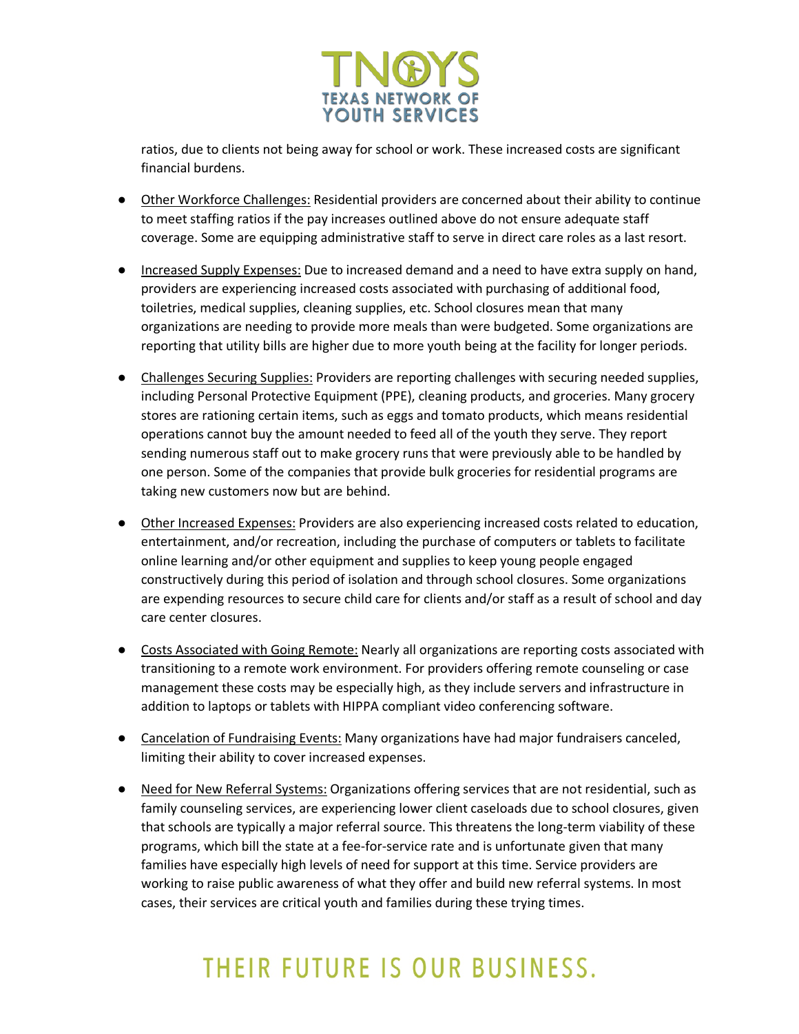ratios, due to clients not being away for school or work. These increased costs are significant financial burdens.

- Other Workforce Challenges: Residential providers are concerned about their ability to continue to meet staffing ratios if the pay increases outlined above do not ensure adequate staff coverage. Some are equipping administrative staff to serve in direct care roles as a last resort.

- Increased Supply Expenses: Due to increased demand and a need to have extra supply on hand, providers are experiencing increased costs associated with purchasing of additional food, toiletries, medical supplies, cleaning supplies, etc. School closures mean that many organizations are needing to provide more meals than were budgeted. Some organizations are reporting that utility bills are higher due to more youth being at the facility for longer periods.

- Challenges Securing Supplies: Providers are reporting challenges with securing needed supplies, including Personal Protective Equipment (PPE), cleaning products, and groceries. Many grocery stores are rationing certain items, such as eggs and tomato products, which means residential operations cannot buy the amount needed to feed all of the youth they serve. They report sending numerous staff out to make grocery runs that were previously able to be handled by one person. Some of the companies that provide bulk groceries for residential programs are taking new customers now but are behind.

- Other Increased Expenses: Providers are also experiencing increased costs related to education, entertainment, and/or recreation, including the purchase of computers or tablets to facilitate online learning and/or other equipment and supplies to keep young people engaged constructively during this period of isolation and through school closures. Some organizations are expending resources to secure child care for clients and/or staff as a result of school and day care center closures.

- Costs Associated with Going Remote: Nearly all organizations are reporting costs associated with transitioning to a remote work environment. For providers offering remote counseling or case management these costs may be especially high, as they include servers and infrastructure in addition to laptops or tablets with HIPPA compliant video conferencing software.

- Cancelation of Fundraising Events: Many organizations have had major fundraisers canceled, limiting their ability to cover increased expenses.

- Need for New Referral Systems: Organizations offering services that are not residential, such as family counseling services, are experiencing lower client caseloads due to school closures, given that schools are typically a major referral source. This threatens the long-term viability of these programs, which bill the state at a fee-for-service rate and is unfortunate given that many families have especially high levels of need for support at this time. Service providers are working to raise public awareness of what they offer and build new referral systems. In most cases, their services are critical youth and families during these trying times.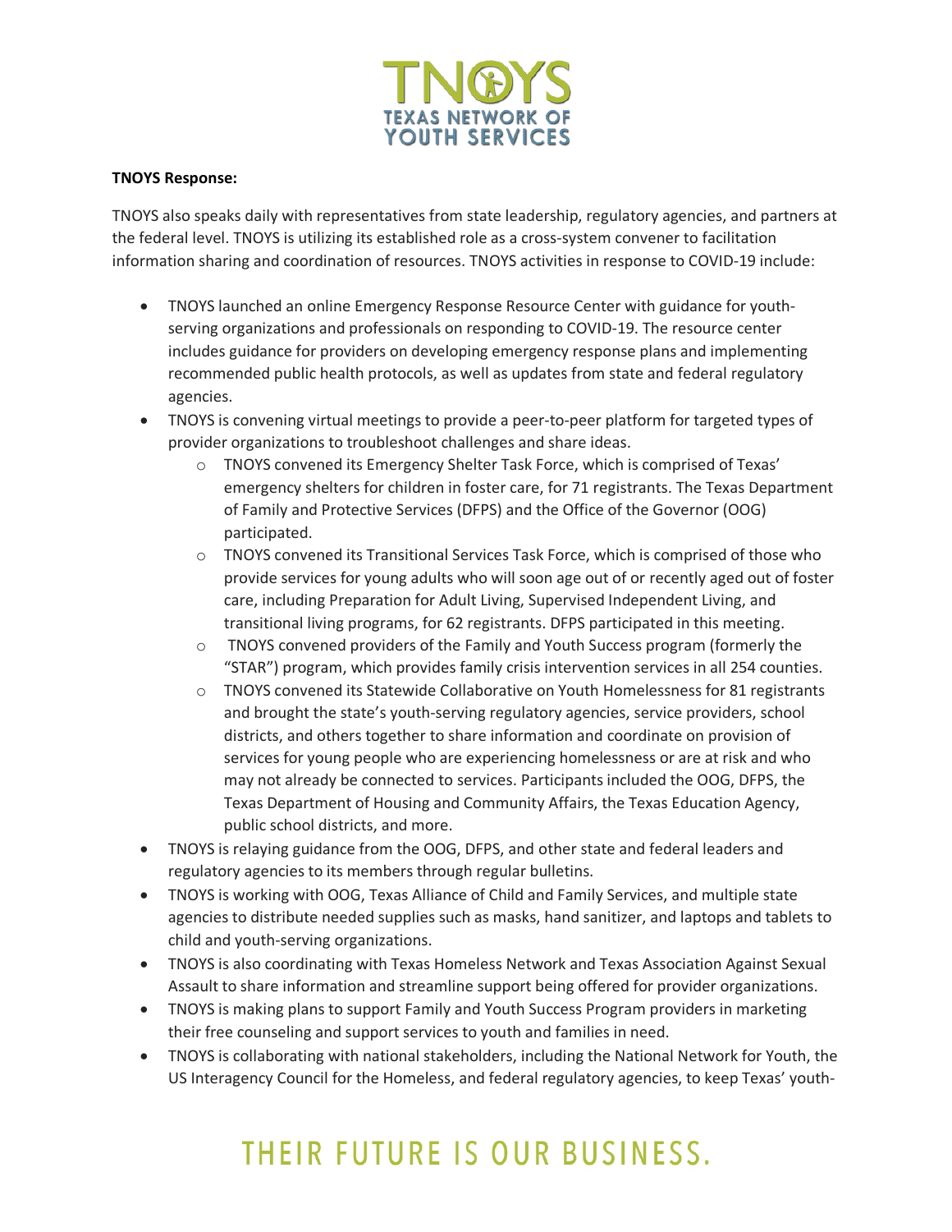**TNOYS Response:**

TNOYS also speaks daily with representatives from state leadership, regulatory agencies, and partners at the federal level. TNOYS is utilizing its established role as a cross-system convener to facilitation information sharing and coordination of resources. TNOYS activities in response to COVID-19 include:

- TNOYS launched an online Emergency Response Resource Center with guidance for youth-serving organizations and professionals on responding to COVID-19. The resource center includes guidance for providers on developing emergency response plans and implementing recommended public health protocols, as well as updates from state and federal regulatory agencies.
- TNOYS is convening virtual meetings to provide a peer-to-peer platform for targeted types of provider organizations to troubleshoot challenges and share ideas.
  - TNOYS convened its Emergency Shelter Task Force, which is comprised of Texas' emergency shelters for children in foster care, for 71 registrants. The Texas Department of Family and Protective Services (DFPS) and the Office of the Governor (OOG) participated.
  - TNOYS convened its Transitional Services Task Force, which is comprised of those who provide services for young adults who will soon age out of or recently aged out of foster care, including Preparation for Adult Living, Supervised Independent Living, and transitional living programs, for 62 registrants. DFPS participated in this meeting.
  - TNOYS convened providers of the Family and Youth Success program (formerly the "STAR") program, which provides family crisis intervention services in all 254 counties.
  - TNOYS convened its Statewide Collaborative on Youth Homelessness for 81 registrants and brought the state's youth-serving regulatory agencies, service providers, school districts, and others together to share information and coordinate on provision of services for young people who are experiencing homelessness or are at risk and who may not already be connected to services. Participants included the OOG, DFPS, the Texas Department of Housing and Community Affairs, the Texas Education Agency, public school districts, and more.
- TNOYS is relaying guidance from the OOG, DFPS, and other state and federal leaders and regulatory agencies to its members through regular bulletins.
- TNOYS is working with OOG, Texas Alliance of Child and Family Services, and multiple state agencies to distribute needed supplies such as masks, hand sanitizer, and laptops and tablets to child and youth-serving organizations.
- TNOYS is also coordinating with Texas Homeless Network and Texas Association Against Sexual Assault to share information and streamline support being offered for provider organizations.
- TNOYS is making plans to support Family and Youth Success Program providers in marketing their free counseling and support services to youth and families in need.
- TNOYS is collaborating with national stakeholders, including the National Network for Youth, the US Interagency Council for the Homeless, and federal regulatory agencies, to keep Texas' youth-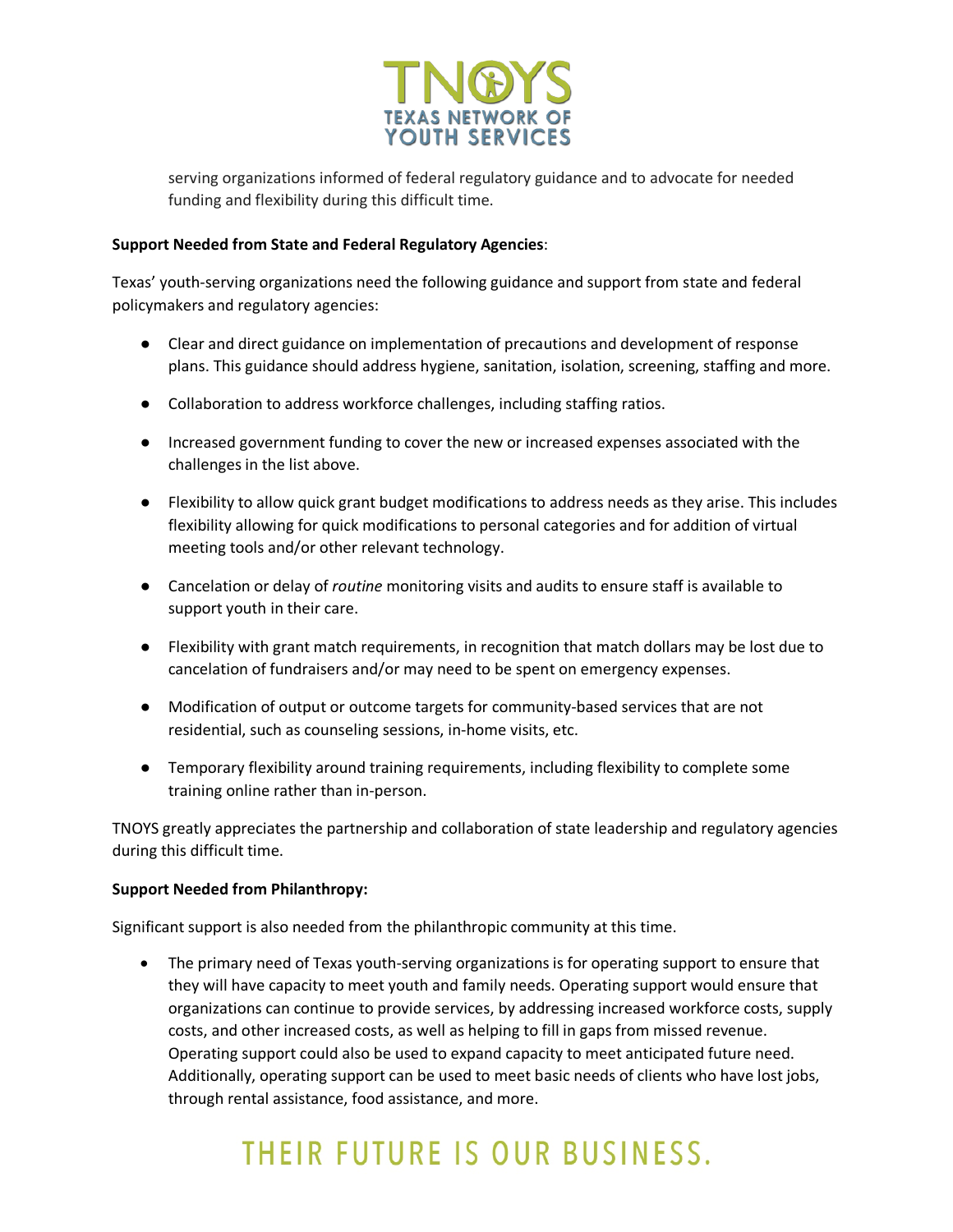serving organizations informed of federal regulatory guidance and to advocate for needed funding and flexibility during this difficult time.

**Support Needed from State and Federal Regulatory Agencies**:

Texas' youth-serving organizations need the following guidance and support from state and federal policymakers and regulatory agencies:

- Clear and direct guidance on implementation of precautions and development of response plans. This guidance should address hygiene, sanitation, isolation, screening, staffing and more.
- Collaboration to address workforce challenges, including staffing ratios.
- Increased government funding to cover the new or increased expenses associated with the challenges in the list above.
- Flexibility to allow quick grant budget modifications to address needs as they arise. This includes flexibility allowing for quick modifications to personal categories and for addition of virtual meeting tools and/or other relevant technology.
- Cancelation or delay of *routine* monitoring visits and audits to ensure staff is available to support youth in their care.
- Flexibility with grant match requirements, in recognition that match dollars may be lost due to cancelation of fundraisers and/or may need to be spent on emergency expenses.
- Modification of output or outcome targets for community-based services that are not residential, such as counseling sessions, in-home visits, etc.
- Temporary flexibility around training requirements, including flexibility to complete some training online rather than in-person.

TNOYS greatly appreciates the partnership and collaboration of state leadership and regulatory agencies during this difficult time.

**Support Needed from Philanthropy:**

Significant support is also needed from the philanthropic community at this time.

- The primary need of Texas youth-serving organizations is for operating support to ensure that they will have capacity to meet youth and family needs. Operating support would ensure that organizations can continue to provide services, by addressing increased workforce costs, supply costs, and other increased costs, as well as helping to fill in gaps from missed revenue. Operating support could also be used to expand capacity to meet anticipated future need. Additionally, operating support can be used to meet basic needs of clients who have lost jobs, through rental assistance, food assistance, and more.